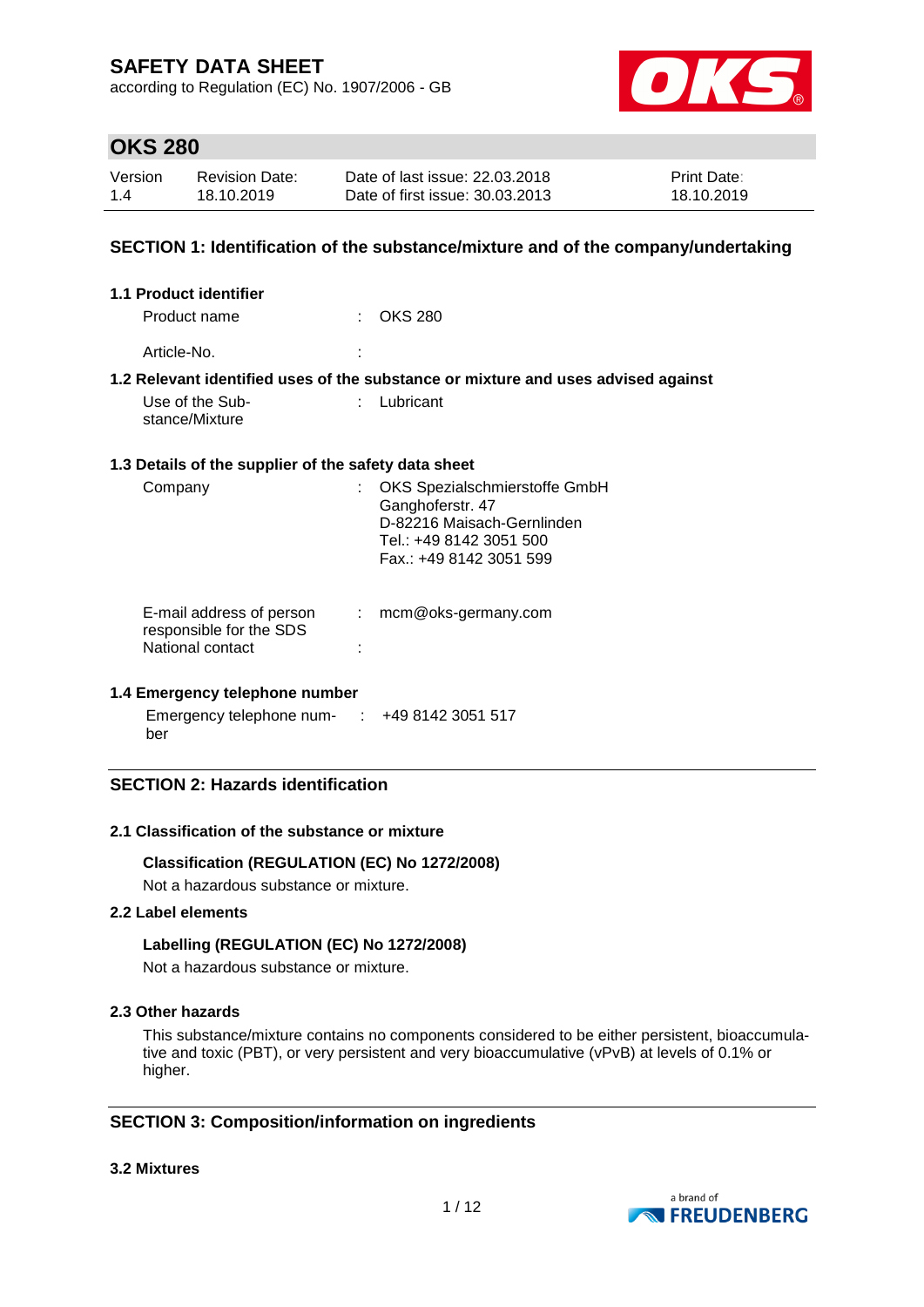# SAFETY DATA SHEET

according to Regulation (EC) No. 1907/2006 - GB

## OKS 280

| Version | Revision Date: | Date of last issue: 22.03.2018 | Print Date: |
|---|---|---|---|
| 1.4 | 18.10.2019 | Date of first issue: 30.03.2013 | 18.10.2019 |

## SECTION 1: Identification of the substance/mixture and of the company/undertaking

### 1.1 Product identifier

Product name : OKS 280

Article-No. :

### 1.2 Relevant identified uses of the substance or mixture and uses advised against

Use of the Substance/Mixture : Lubricant

### 1.3 Details of the supplier of the safety data sheet

Company : OKS Spezialschmierstoffe GmbH
Ganghoferstr. 47
D-82216 Maisach-Gernlinden
Tel.: +49 8142 3051 500
Fax.: +49 8142 3051 599

E-mail address of person responsible for the SDS : mcm@oks-germany.com

National contact :

### 1.4 Emergency telephone number

Emergency telephone number : +49 8142 3051 517

## SECTION 2: Hazards identification

### 2.1 Classification of the substance or mixture

**Classification (REGULATION (EC) No 1272/2008)**

Not a hazardous substance or mixture.

### 2.2 Label elements

**Labelling (REGULATION (EC) No 1272/2008)**

Not a hazardous substance or mixture.

### 2.3 Other hazards

This substance/mixture contains no components considered to be either persistent, bioaccumulative and toxic (PBT), or very persistent and very bioaccumulative (vPvB) at levels of 0.1% or higher.

## SECTION 3: Composition/information on ingredients

### 3.2 Mixtures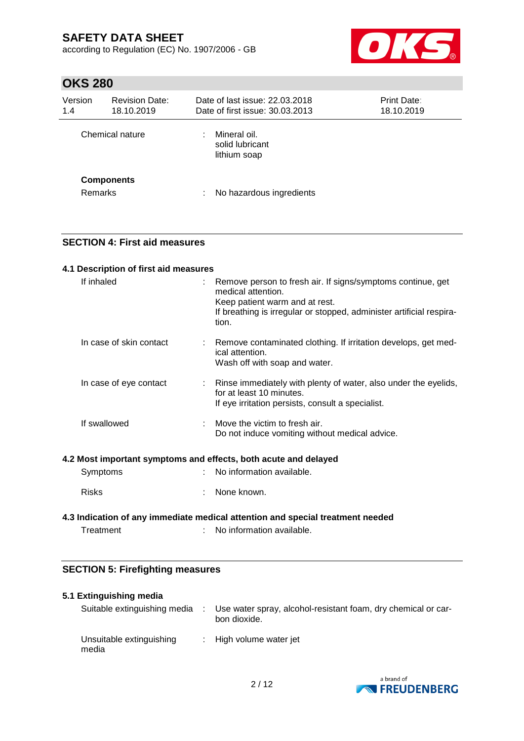| Chemical nature | : | Mineral oil.<br>solid lubricant<br>lithium soap |
|---|---|---|

**Components**

| Remarks | : | No hazardous ingredients |
|---|---|---|

## SECTION 4: First aid measures

### 4.1 Description of first aid measures

| | | |
|---|---|---|
| If inhaled | : | Remove person to fresh air. If signs/symptoms continue, get medical attention.<br>Keep patient warm and at rest.<br>If breathing is irregular or stopped, administer artificial respiration. |
| In case of skin contact | : | Remove contaminated clothing. If irritation develops, get medical attention.<br>Wash off with soap and water. |
| In case of eye contact | : | Rinse immediately with plenty of water, also under the eyelids, for at least 10 minutes.<br>If eye irritation persists, consult a specialist. |
| If swallowed | : | Move the victim to fresh air.<br>Do not induce vomiting without medical advice. |

### 4.2 Most important symptoms and effects, both acute and delayed

| | | |
|---|---|---|
| Symptoms | : | No information available. |
| Risks | : | None known. |

### 4.3 Indication of any immediate medical attention and special treatment needed

| | | |
|---|---|---|
| Treatment | : | No information available. |

## SECTION 5: Firefighting measures

### 5.1 Extinguishing media

| | | |
|---|---|---|
| Suitable extinguishing media | : | Use water spray, alcohol-resistant foam, dry chemical or carbon dioxide. |
| Unsuitable extinguishing media | : | High volume water jet |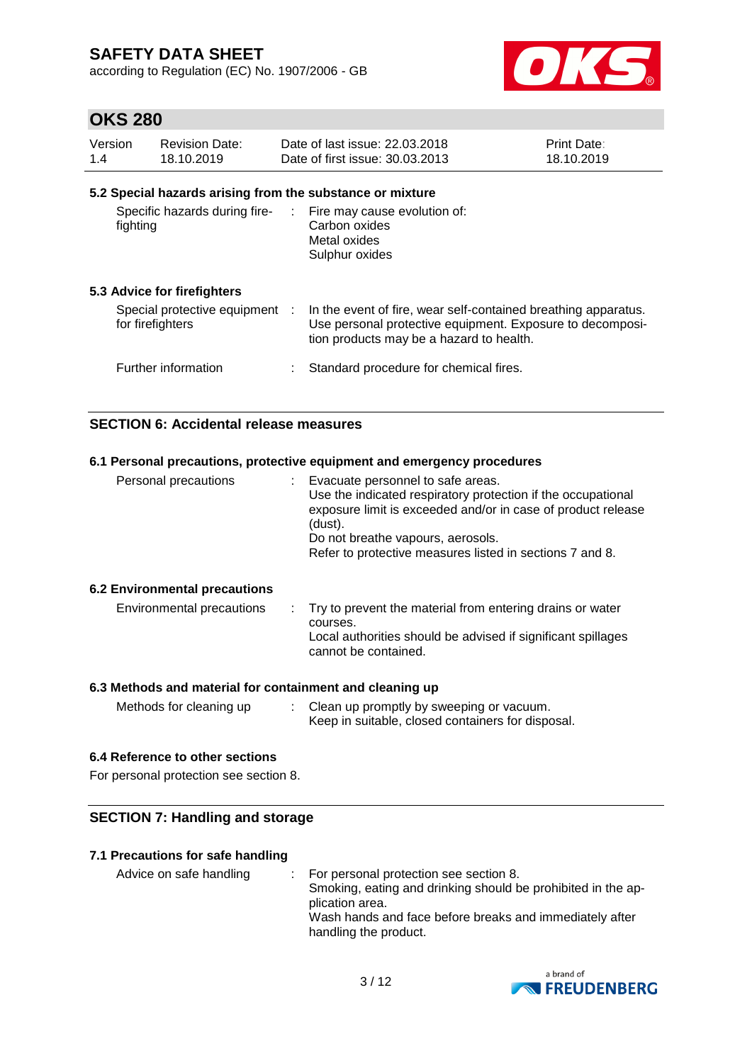### 5.2 Special hazards arising from the substance or mixture

| | |
|---|---|
| Specific hazards during fire-fighting | Fire may cause evolution of:<br>Carbon oxides<br>Metal oxides<br>Sulphur oxides |

### 5.3 Advice for firefighters

| | |
|---|---|
| Special protective equipment for firefighters | In the event of fire, wear self-contained breathing apparatus. Use personal protective equipment. Exposure to decomposition products may be a hazard to health. |
| Further information | Standard procedure for chemical fires. |

## SECTION 6: Accidental release measures

### 6.1 Personal precautions, protective equipment and emergency procedures

| | |
|---|---|
| Personal precautions | Evacuate personnel to safe areas.<br>Use the indicated respiratory protection if the occupational exposure limit is exceeded and/or in case of product release (dust).<br>Do not breathe vapours, aerosols.<br>Refer to protective measures listed in sections 7 and 8. |

### 6.2 Environmental precautions

| | |
|---|---|
| Environmental precautions | Try to prevent the material from entering drains or water courses.<br>Local authorities should be advised if significant spillages cannot be contained. |

### 6.3 Methods and material for containment and cleaning up

| | |
|---|---|
| Methods for cleaning up | Clean up promptly by sweeping or vacuum.<br>Keep in suitable, closed containers for disposal. |

### 6.4 Reference to other sections

For personal protection see section 8.

## SECTION 7: Handling and storage

### 7.1 Precautions for safe handling

| | |
|---|---|
| Advice on safe handling | For personal protection see section 8.<br>Smoking, eating and drinking should be prohibited in the application area.<br>Wash hands and face before breaks and immediately after handling the product. |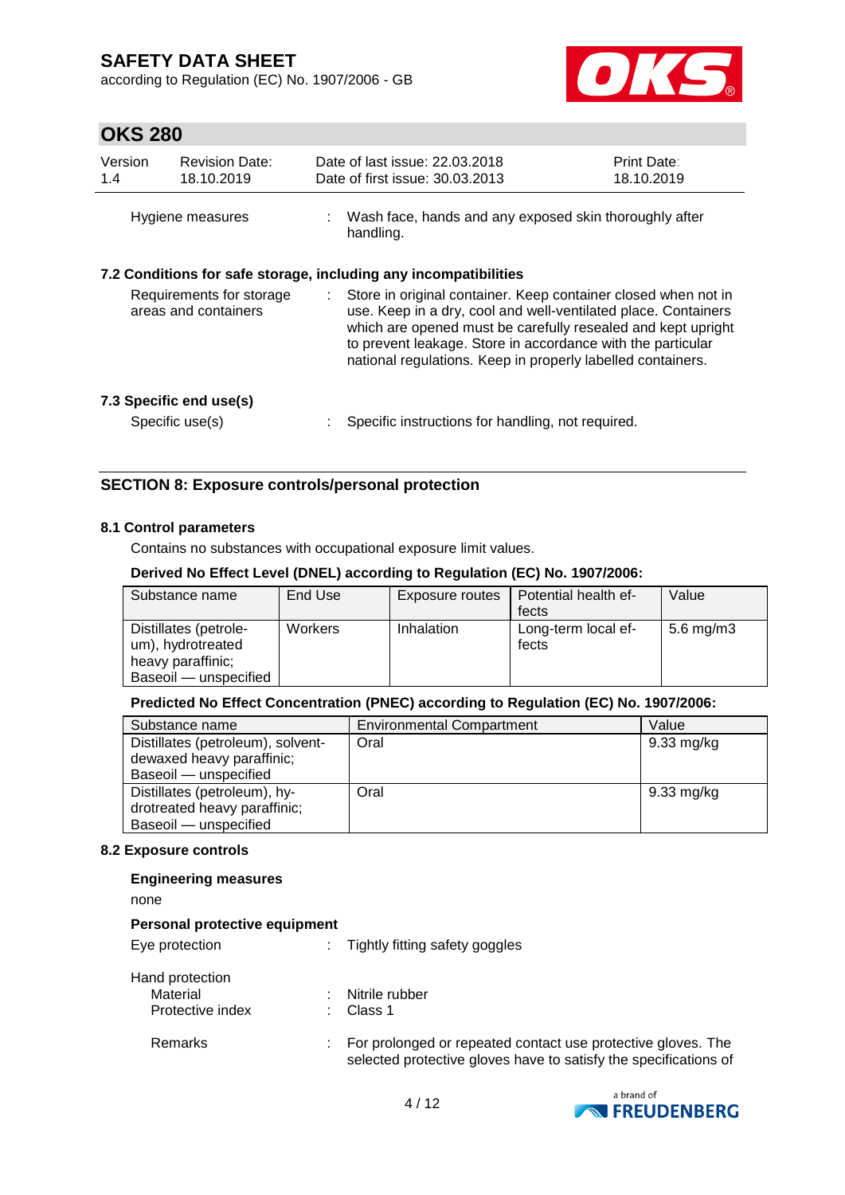Hygiene measures : Wash face, hands and any exposed skin thoroughly after handling.

**7.2 Conditions for safe storage, including any incompatibilities**

Requirements for storage areas and containers : Store in original container. Keep container closed when not in use. Keep in a dry, cool and well-ventilated place. Containers which are opened must be carefully resealed and kept upright to prevent leakage. Store in accordance with the particular national regulations. Keep in properly labelled containers.

**7.3 Specific end use(s)**

Specific use(s) : Specific instructions for handling, not required.

## SECTION 8: Exposure controls/personal protection

**8.1 Control parameters**

Contains no substances with occupational exposure limit values.

**Derived No Effect Level (DNEL) according to Regulation (EC) No. 1907/2006:**

| Substance name | End Use | Exposure routes | Potential health effects | Value |
|---|---|---|---|---|
| Distillates (petroleum), hydrotreated heavy paraffinic; Baseoil — unspecified | Workers | Inhalation | Long-term local effects | 5.6 mg/m3 |

**Predicted No Effect Concentration (PNEC) according to Regulation (EC) No. 1907/2006:**

| Substance name | Environmental Compartment | Value |
|---|---|---|
| Distillates (petroleum), solvent-dewaxed heavy paraffinic; Baseoil — unspecified | Oral | 9.33 mg/kg |
| Distillates (petroleum), hydrotreated heavy paraffinic; Baseoil — unspecified | Oral | 9.33 mg/kg |

**8.2 Exposure controls**

**Engineering measures**

none

**Personal protective equipment**

Eye protection : Tightly fitting safety goggles

Hand protection
Material : Nitrile rubber
Protective index : Class 1

Remarks : For prolonged or repeated contact use protective gloves. The selected protective gloves have to satisfy the specifications of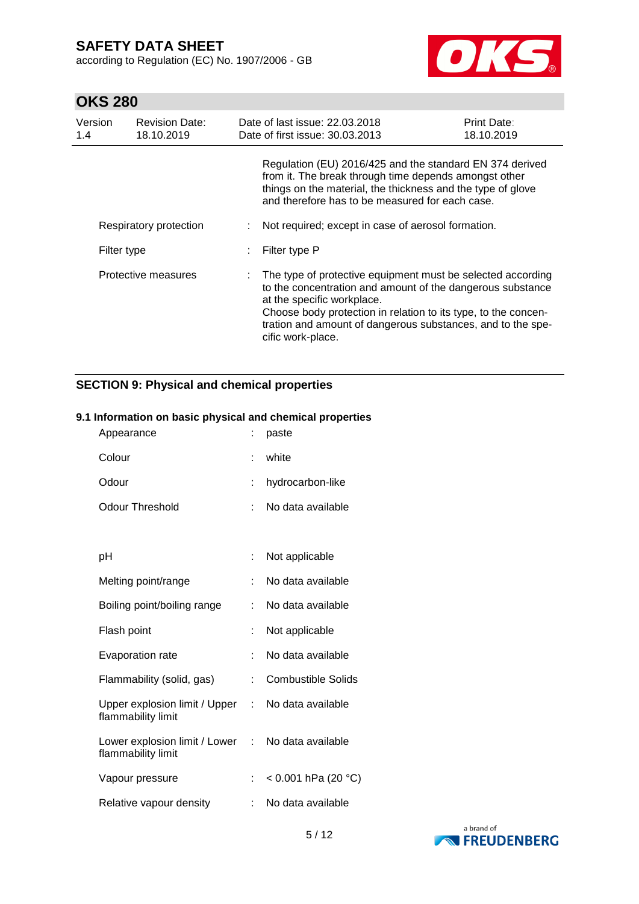Regulation (EU) 2016/425 and the standard EN 374 derived from it. The break through time depends amongst other things on the material, the thickness and the type of glove and therefore has to be measured for each case.

| | | |
|---|---|---|
| Respiratory protection | : | Not required; except in case of aerosol formation. |
| Filter type | : | Filter type P |
| Protective measures | : | The type of protective equipment must be selected according to the concentration and amount of the dangerous substance at the specific workplace.<br>Choose body protection in relation to its type, to the concentration and amount of dangerous substances, and to the specific work-place. |

## SECTION 9: Physical and chemical properties

### 9.1 Information on basic physical and chemical properties

| | | |
|---|---|---|
| Appearance | : | paste |
| Colour | : | white |
| Odour | : | hydrocarbon-like |
| Odour Threshold | : | No data available |
| pH | : | Not applicable |
| Melting point/range | : | No data available |
| Boiling point/boiling range | : | No data available |
| Flash point | : | Not applicable |
| Evaporation rate | : | No data available |
| Flammability (solid, gas) | : | Combustible Solids |
| Upper explosion limit / Upper flammability limit | : | No data available |
| Lower explosion limit / Lower flammability limit | : | No data available |
| Vapour pressure | : | < 0.001 hPa (20 °C) |
| Relative vapour density | : | No data available |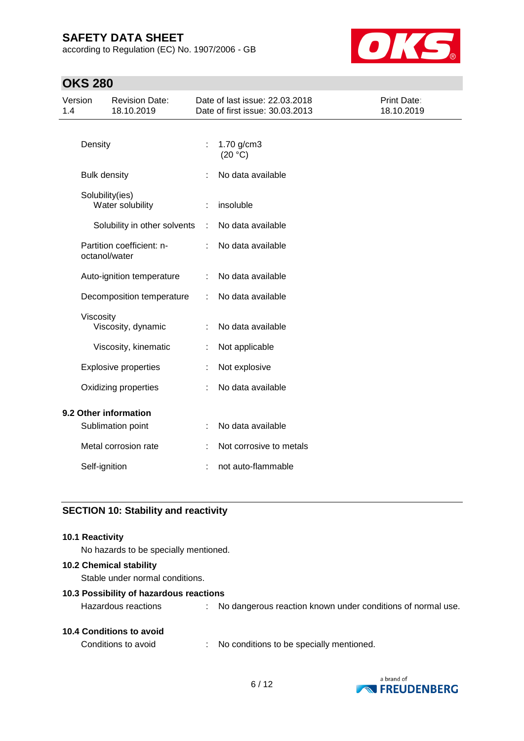| | | |
|---|---|---|
| Density | : | 1.70 g/cm3 (20 °C) |
| Bulk density | : | No data available |
| Solubility(ies) | | |
| Water solubility | : | insoluble |
| Solubility in other solvents | : | No data available |
| Partition coefficient: n-octanol/water | : | No data available |
| Auto-ignition temperature | : | No data available |
| Decomposition temperature | : | No data available |
| Viscosity | | |
| Viscosity, dynamic | : | No data available |
| Viscosity, kinematic | : | Not applicable |
| Explosive properties | : | Not explosive |
| Oxidizing properties | : | No data available |

**9.2 Other information**

| | | |
|---|---|---|
| Sublimation point | : | No data available |
| Metal corrosion rate | : | Not corrosive to metals |
| Self-ignition | : | not auto-flammable |

## SECTION 10: Stability and reactivity

**10.1 Reactivity**

No hazards to be specially mentioned.

**10.2 Chemical stability**

Stable under normal conditions.

**10.3 Possibility of hazardous reactions**

Hazardous reactions : No dangerous reaction known under conditions of normal use.

**10.4 Conditions to avoid**

Conditions to avoid : No conditions to be specially mentioned.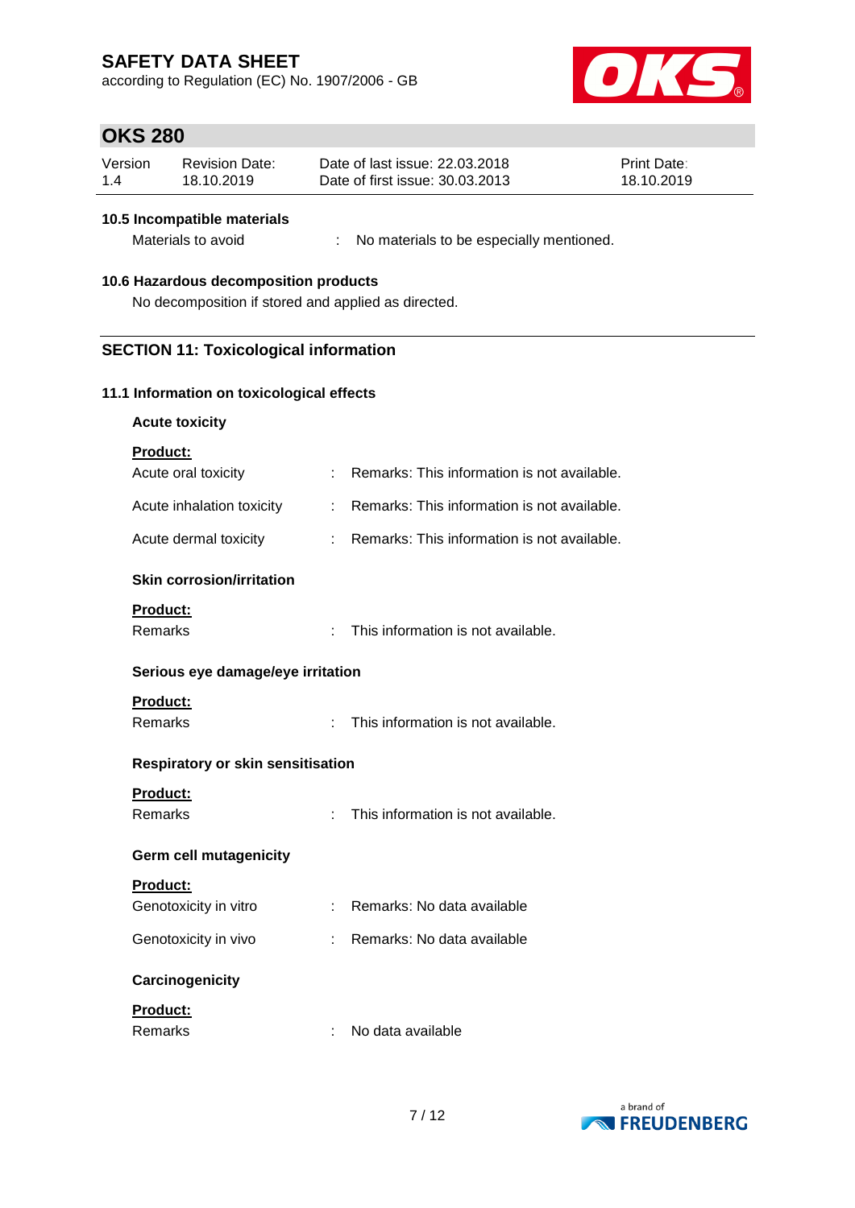#### 10.5 Incompatible materials

Materials to avoid : No materials to be especially mentioned.

#### 10.6 Hazardous decomposition products

No decomposition if stored and applied as directed.

## SECTION 11: Toxicological information

### 11.1 Information on toxicological effects

**Acute toxicity**

**Product:**

Acute oral toxicity : Remarks: This information is not available.

Acute inhalation toxicity : Remarks: This information is not available.

Acute dermal toxicity : Remarks: This information is not available.

**Skin corrosion/irritation**

**Product:**

Remarks : This information is not available.

**Serious eye damage/eye irritation**

**Product:**

Remarks : This information is not available.

**Respiratory or skin sensitisation**

**Product:**

Remarks : This information is not available.

**Germ cell mutagenicity**

**Product:**

Genotoxicity in vitro : Remarks: No data available

Genotoxicity in vivo : Remarks: No data available

**Carcinogenicity**

**Product:**

Remarks : No data available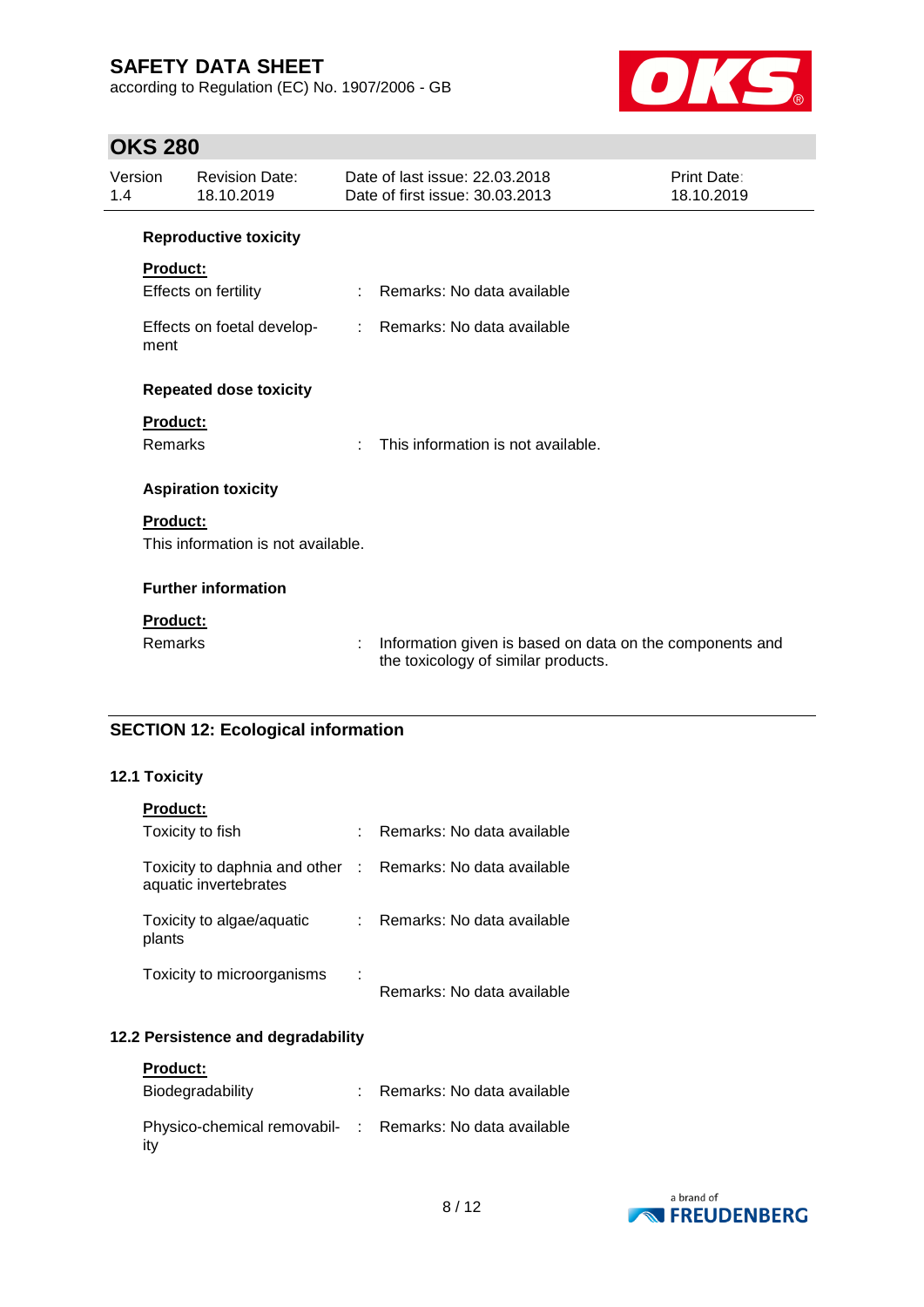**Reproductive toxicity**

**Product:**

| | | |
|---|---|---|
| Effects on fertility | : | Remarks: No data available |
| Effects on foetal development | : | Remarks: No data available |

**Repeated dose toxicity**

**Product:**

| | | |
|---|---|---|
| Remarks | : | This information is not available. |

**Aspiration toxicity**

**Product:**

This information is not available.

**Further information**

**Product:**

| | | |
|---|---|---|
| Remarks | : | Information given is based on data on the components and the toxicology of similar products. |

## SECTION 12: Ecological information

### 12.1 Toxicity

**Product:**

| | | |
|---|---|---|
| Toxicity to fish | : | Remarks: No data available |
| Toxicity to daphnia and other aquatic invertebrates | : | Remarks: No data available |
| Toxicity to algae/aquatic plants | : | Remarks: No data available |
| Toxicity to microorganisms | : | Remarks: No data available |

### 12.2 Persistence and degradability

**Product:**

| | | |
|---|---|---|
| Biodegradability | : | Remarks: No data available |
| Physico-chemical removability | : | Remarks: No data available |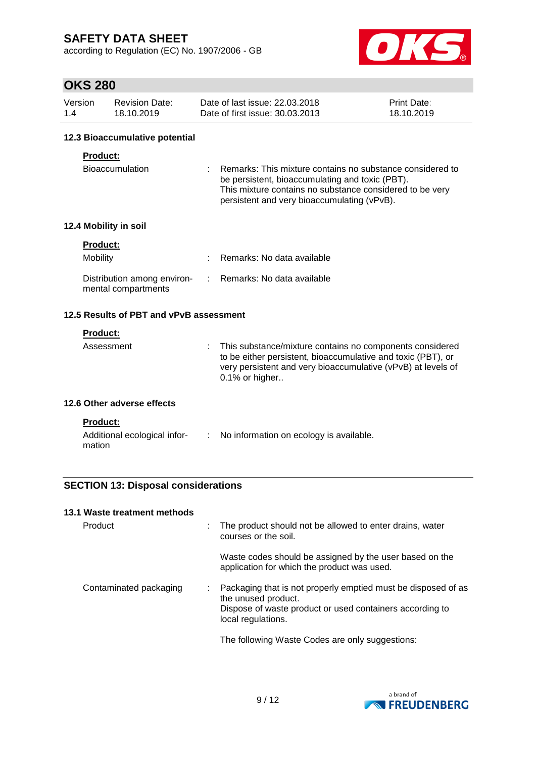#### 12.3 Bioaccumulative potential

**Product:**

| | | |
|---|---|---|
| Bioaccumulation | : | Remarks: This mixture contains no substance considered to be persistent, bioaccumulating and toxic (PBT). This mixture contains no substance considered to be very persistent and very bioaccumulating (vPvB). |

#### 12.4 Mobility in soil

**Product:**

| | | |
|---|---|---|
| Mobility | : | Remarks: No data available |
| Distribution among environmental compartments | : | Remarks: No data available |

#### 12.5 Results of PBT and vPvB assessment

**Product:**

| | | |
|---|---|---|
| Assessment | : | This substance/mixture contains no components considered to be either persistent, bioaccumulative and toxic (PBT), or very persistent and very bioaccumulative (vPvB) at levels of 0.1% or higher.. |

#### 12.6 Other adverse effects

**Product:**

| | | |
|---|---|---|
| Additional ecological information | : | No information on ecology is available. |

## SECTION 13: Disposal considerations

#### 13.1 Waste treatment methods

| | | |
|---|---|---|
| Product | : | The product should not be allowed to enter drains, water courses or the soil.<br><br>Waste codes should be assigned by the user based on the application for which the product was used. |
| Contaminated packaging | : | Packaging that is not properly emptied must be disposed of as the unused product.<br>Dispose of waste product or used containers according to local regulations.<br><br>The following Waste Codes are only suggestions: |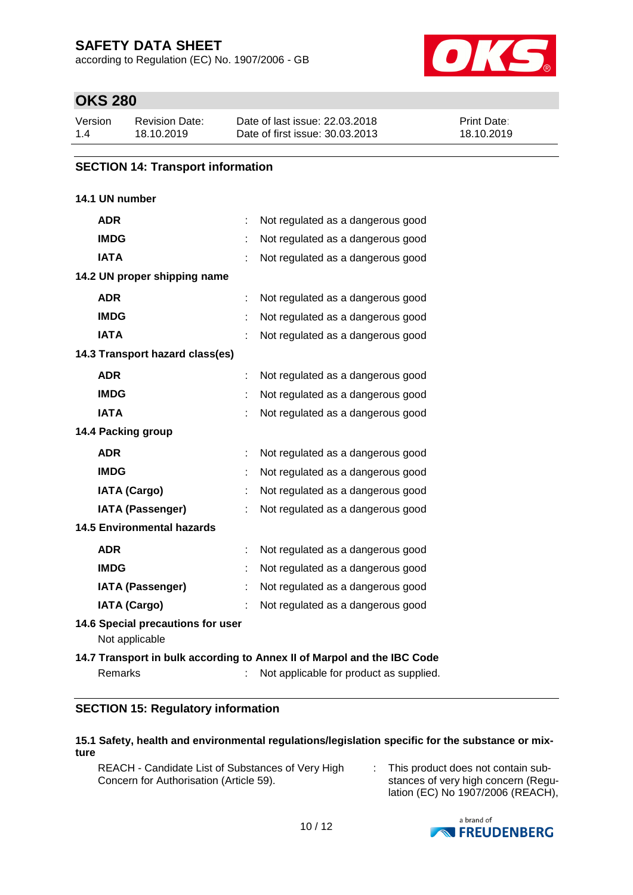## SECTION 14: Transport information

### 14.1 UN number

| | | |
|---|---|---|
| **ADR** | : | Not regulated as a dangerous good |
| **IMDG** | : | Not regulated as a dangerous good |
| **IATA** | : | Not regulated as a dangerous good |

### 14.2 UN proper shipping name

| | | |
|---|---|---|
| **ADR** | : | Not regulated as a dangerous good |
| **IMDG** | : | Not regulated as a dangerous good |
| **IATA** | : | Not regulated as a dangerous good |

### 14.3 Transport hazard class(es)

| | | |
|---|---|---|
| **ADR** | : | Not regulated as a dangerous good |
| **IMDG** | : | Not regulated as a dangerous good |
| **IATA** | : | Not regulated as a dangerous good |

### 14.4 Packing group

| | | |
|---|---|---|
| **ADR** | : | Not regulated as a dangerous good |
| **IMDG** | : | Not regulated as a dangerous good |
| **IATA (Cargo)** | : | Not regulated as a dangerous good |
| **IATA (Passenger)** | : | Not regulated as a dangerous good |

### 14.5 Environmental hazards

| | | |
|---|---|---|
| **ADR** | : | Not regulated as a dangerous good |
| **IMDG** | : | Not regulated as a dangerous good |
| **IATA (Passenger)** | : | Not regulated as a dangerous good |
| **IATA (Cargo)** | : | Not regulated as a dangerous good |

### 14.6 Special precautions for user

Not applicable

### 14.7 Transport in bulk according to Annex II of Marpol and the IBC Code

Remarks : Not applicable for product as supplied.

## SECTION 15: Regulatory information

### 15.1 Safety, health and environmental regulations/legislation specific for the substance or mixture

REACH - Candidate List of Substances of Very High Concern for Authorisation (Article 59). : This product does not contain substances of very high concern (Regulation (EC) No 1907/2006 (REACH),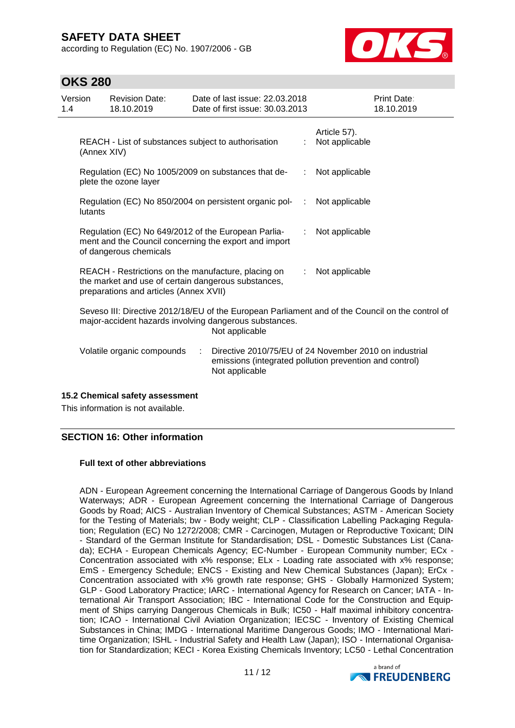| | | |
|---|---|---|
| | | Article 57). |
| REACH - List of substances subject to authorisation (Annex XIV) | : | Not applicable |
| Regulation (EC) No 1005/2009 on substances that deplete the ozone layer | : | Not applicable |
| Regulation (EC) No 850/2004 on persistent organic pollutants | : | Not applicable |
| Regulation (EC) No 649/2012 of the European Parliament and the Council concerning the export and import of dangerous chemicals | : | Not applicable |
| REACH - Restrictions on the manufacture, placing on the market and use of certain dangerous substances, preparations and articles (Annex XVII) | : | Not applicable |

Seveso III: Directive 2012/18/EU of the European Parliament and of the Council on the control of major-accident hazards involving dangerous substances.
Not applicable

Volatile organic compounds : Directive 2010/75/EU of 24 November 2010 on industrial emissions (integrated pollution prevention and control)
Not applicable

### 15.2 Chemical safety assessment

This information is not available.

## SECTION 16: Other information

**Full text of other abbreviations**

ADN - European Agreement concerning the International Carriage of Dangerous Goods by Inland Waterways; ADR - European Agreement concerning the International Carriage of Dangerous Goods by Road; AICS - Australian Inventory of Chemical Substances; ASTM - American Society for the Testing of Materials; bw - Body weight; CLP - Classification Labelling Packaging Regulation; Regulation (EC) No 1272/2008; CMR - Carcinogen, Mutagen or Reproductive Toxicant; DIN - Standard of the German Institute for Standardisation; DSL - Domestic Substances List (Canada); ECHA - European Chemicals Agency; EC-Number - European Community number; ECx - Concentration associated with x% response; ELx - Loading rate associated with x% response; EmS - Emergency Schedule; ENCS - Existing and New Chemical Substances (Japan); ErCx - Concentration associated with x% growth rate response; GHS - Globally Harmonized System; GLP - Good Laboratory Practice; IARC - International Agency for Research on Cancer; IATA - International Air Transport Association; IBC - International Code for the Construction and Equipment of Ships carrying Dangerous Chemicals in Bulk; IC50 - Half maximal inhibitory concentration; ICAO - International Civil Aviation Organization; IECSC - Inventory of Existing Chemical Substances in China; IMDG - International Maritime Dangerous Goods; IMO - International Maritime Organization; ISHL - Industrial Safety and Health Law (Japan); ISO - International Organisation for Standardization; KECI - Korea Existing Chemicals Inventory; LC50 - Lethal Concentration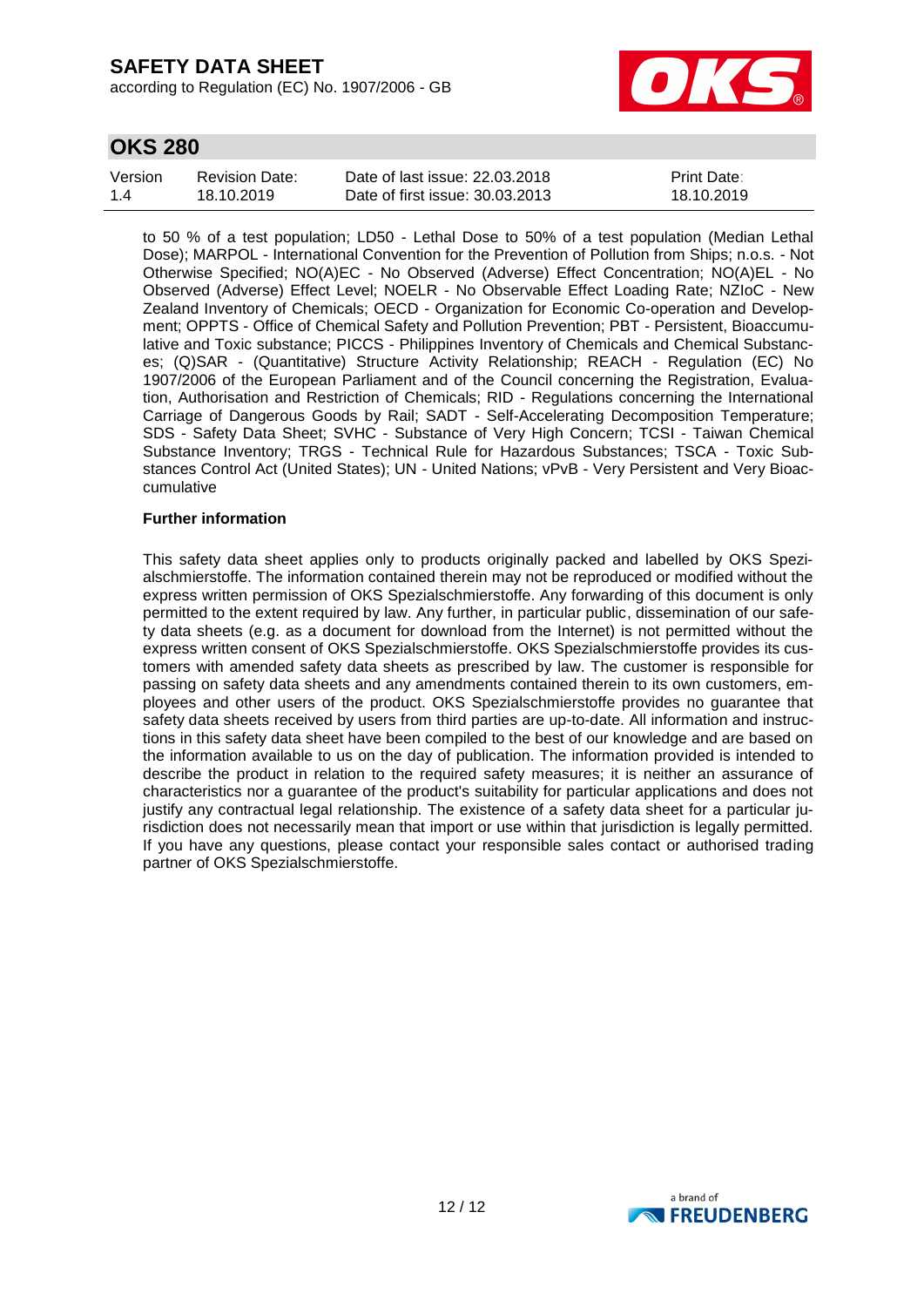to 50 % of a test population; LD50 - Lethal Dose to 50% of a test population (Median Lethal Dose); MARPOL - International Convention for the Prevention of Pollution from Ships; n.o.s. - Not Otherwise Specified; NO(A)EC - No Observed (Adverse) Effect Concentration; NO(A)EL - No Observed (Adverse) Effect Level; NOELR - No Observable Effect Loading Rate; NZIoC - New Zealand Inventory of Chemicals; OECD - Organization for Economic Co-operation and Development; OPPTS - Office of Chemical Safety and Pollution Prevention; PBT - Persistent, Bioaccumulative and Toxic substance; PICCS - Philippines Inventory of Chemicals and Chemical Substances; (Q)SAR - (Quantitative) Structure Activity Relationship; REACH - Regulation (EC) No 1907/2006 of the European Parliament and of the Council concerning the Registration, Evaluation, Authorisation and Restriction of Chemicals; RID - Regulations concerning the International Carriage of Dangerous Goods by Rail; SADT - Self-Accelerating Decomposition Temperature; SDS - Safety Data Sheet; SVHC - Substance of Very High Concern; TCSI - Taiwan Chemical Substance Inventory; TRGS - Technical Rule for Hazardous Substances; TSCA - Toxic Substances Control Act (United States); UN - United Nations; vPvB - Very Persistent and Very Bioaccumulative

**Further information**

This safety data sheet applies only to products originally packed and labelled by OKS Spezialschmierstoffe. The information contained therein may not be reproduced or modified without the express written permission of OKS Spezialschmierstoffe. Any forwarding of this document is only permitted to the extent required by law. Any further, in particular public, dissemination of our safety data sheets (e.g. as a document for download from the Internet) is not permitted without the express written consent of OKS Spezialschmierstoffe. OKS Spezialschmierstoffe provides its customers with amended safety data sheets as prescribed by law. The customer is responsible for passing on safety data sheets and any amendments contained therein to its own customers, employees and other users of the product. OKS Spezialschmierstoffe provides no guarantee that safety data sheets received by users from third parties are up-to-date. All information and instructions in this safety data sheet have been compiled to the best of our knowledge and are based on the information available to us on the day of publication. The information provided is intended to describe the product in relation to the required safety measures; it is neither an assurance of characteristics nor a guarantee of the product's suitability for particular applications and does not justify any contractual legal relationship. The existence of a safety data sheet for a particular jurisdiction does not necessarily mean that import or use within that jurisdiction is legally permitted. If you have any questions, please contact your responsible sales contact or authorised trading partner of OKS Spezialschmierstoffe.